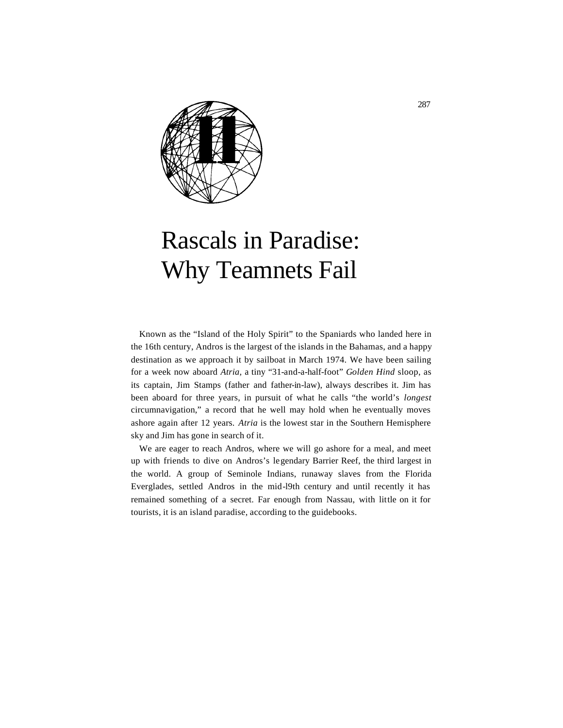# 11

# Rascals in Paradise: Why Teamnets Fail

Known as the "Island of the Holy Spirit" to the Spaniards who landed here in the 16th century, Andros is the largest of the islands in the Bahamas, and a happy destination as we approach it by sailboat in March 1974. We have been sailing for a week now aboard *Atria,* a tiny "31-and-a-half-foot" *Golden Hind* sloop, as its captain, Jim Stamps (father and father-in-law), always describes it. Jim has been aboard for three years, in pursuit of what he calls "the world's *longest* circumnavigation," a record that he well may hold when he eventually moves ashore again after 12 years. *Atria* is the lowest star in the Southern Hemisphere sky and Jim has gone in search of it.

We are eager to reach Andros, where we will go ashore for a meal, and meet up with friends to dive on Andros's legendary Barrier Reef, the third largest in the world. A group of Seminole Indians, runaway slaves from the Florida Everglades, settled Andros in the mid-l9th century and until recently it has remained something of a secret. Far enough from Nassau, with little on it for tourists, it is an island paradise, according to the guidebooks.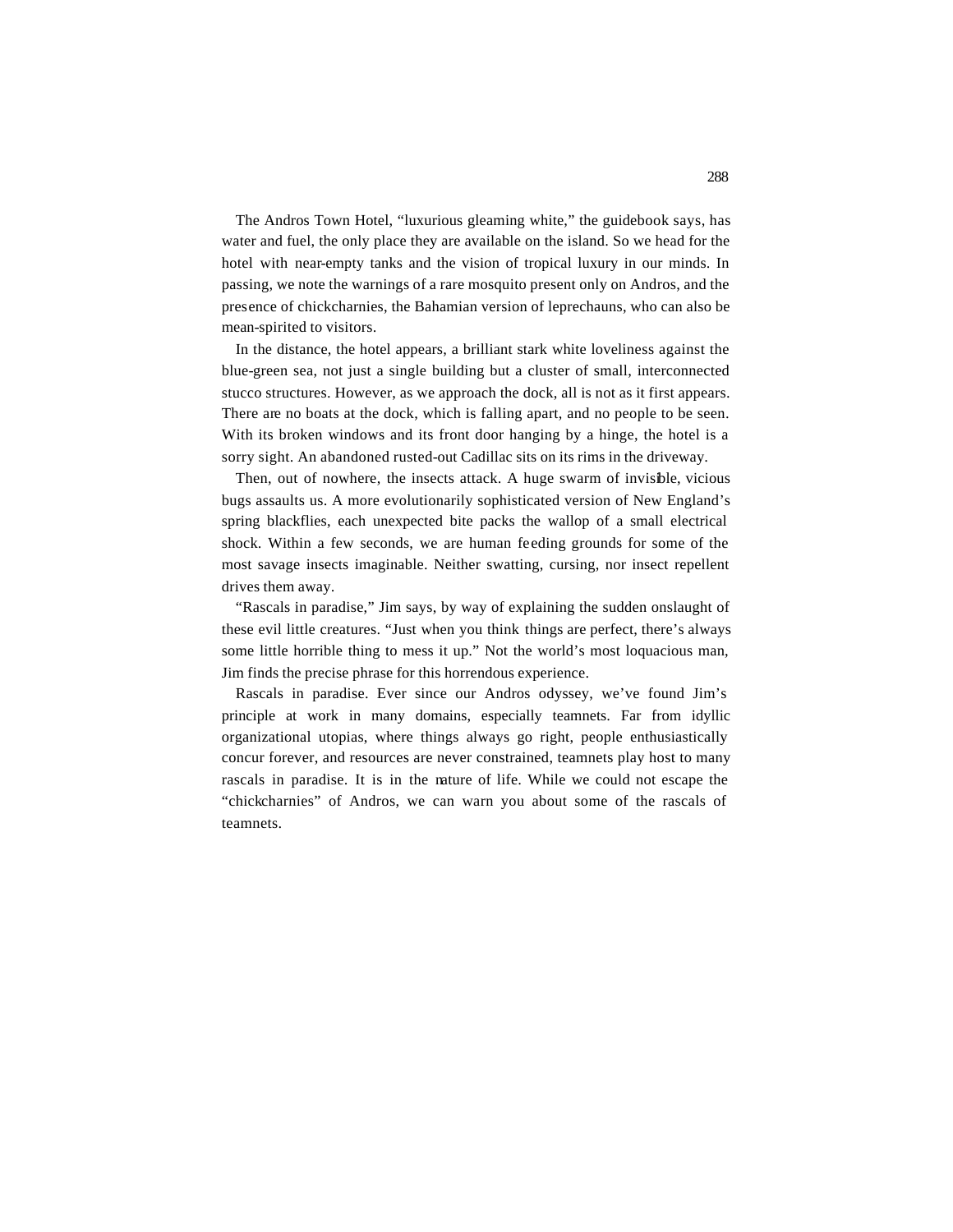The Andros Town Hotel, "luxurious gleaming white," the guidebook says, has water and fuel, the only place they are available on the island. So we head for the hotel with near-empty tanks and the vision of tropical luxury in our minds. In passing, we note the warnings of a rare mosquito present only on Andros, and the presence of chickcharnies, the Bahamian version of leprechauns, who can also be mean-spirited to visitors.

In the distance, the hotel appears, a brilliant stark white loveliness against the blue-green sea, not just a single building but a cluster of small, interconnected stucco structures. However, as we approach the dock, all is not as it first appears. There are no boats at the dock, which is falling apart, and no people to be seen. With its broken windows and its front door hanging by a hinge, the hotel is a sorry sight. An abandoned rusted-out Cadillac sits on its rims in the driveway.

Then, out of nowhere, the insects attack. A huge swarm of invisible, vicious bugs assaults us. A more evolutionarily sophisticated version of New England's spring blackflies, each unexpected bite packs the wallop of a small electrical shock. Within a few seconds, we are human feeding grounds for some of the most savage insects imaginable. Neither swatting, cursing, nor insect repellent drives them away.

"Rascals in paradise," Jim says, by way of explaining the sudden onslaught of these evil little creatures. "Just when you think things are perfect, there's always some little horrible thing to mess it up." Not the world's most loquacious man, Jim finds the precise phrase for this horrendous experience.

Rascals in paradise. Ever since our Andros odyssey, we've found Jim's principle at work in many domains, especially teamnets. Far from idyllic organizational utopias, where things always go right, people enthusiastically concur forever, and resources are never constrained, teamnets play host to many rascals in paradise. It is in the nature of life. While we could not escape the "chickcharnies" of Andros, we can warn you about some of the rascals of teamnets.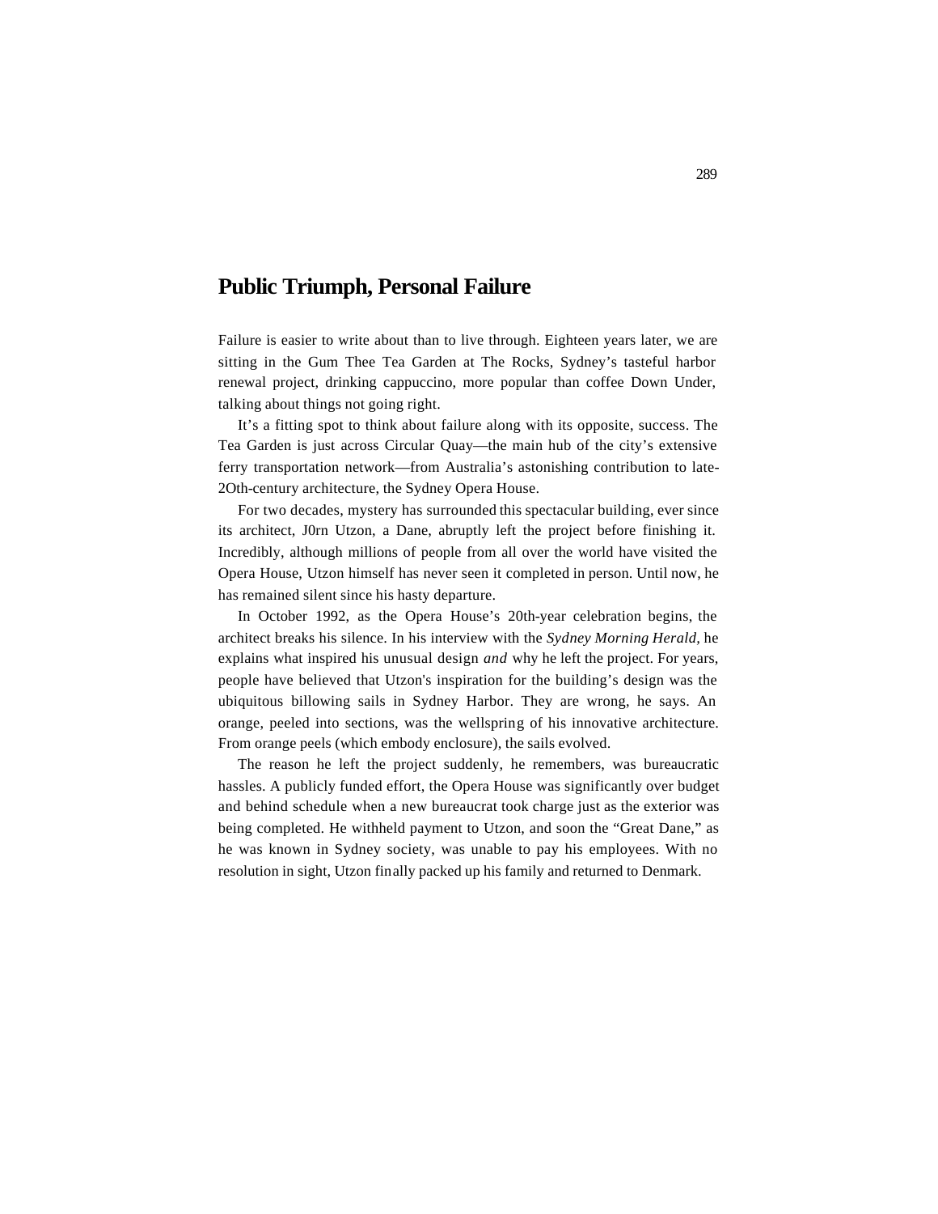# Public Triumph, Personal Failure

Failure is easier to write about than to live through. Eighteen years later, we are sitting in the Gum Thee Tea Garden at The Rocks, Sydney's tasteful harbor renewal project, drinking cappuccino, more popular than coffee Down Under, talking about things not going right.

It's a fitting spot to think about failure along with its opposite, success. The Tea Garden is just across Circular Quay—the main hub of the city's extensive ferry transportation network—from Australia's astonishing contribution to late-2Oth-century architecture, the Sydney Opera House.

For two decades, mystery has surrounded this spectacular building, ever since its architect, J0rn Utzon, a Dane, abruptly left the project before finishing it. Incredibly, although millions of people from all over the world have visited the Opera House, Utzon himself has never seen it completed in person. Until now, he has remained silent since his hasty departure.

In October 1992, as the Opera House's 20th-year celebration begins, the architect breaks his silence. In his interview with the *Sydney Morning Herald,* he explains what inspired his unusual design *and* why he left the project. For years, people have believed that Utzon's inspiration for the building's design was the ubiquitous billowing sails in Sydney Harbor. They are wrong, he says. An orange, peeled into sections, was the wellspring of his innovative architecture. From orange peels (which embody enclosure), the sails evolved.

The reason he left the project suddenly, he remembers, was bureaucratic hassles. A publicly funded effort, the Opera House was significantly over budget and behind schedule when a new bureaucrat took charge just as the exterior was being completed. He withheld payment to Utzon, and soon the "Great Dane," as he was known in Sydney society, was unable to pay his employees. With no resolution in sight, Utzon finally packed up his family and returned to Denmark.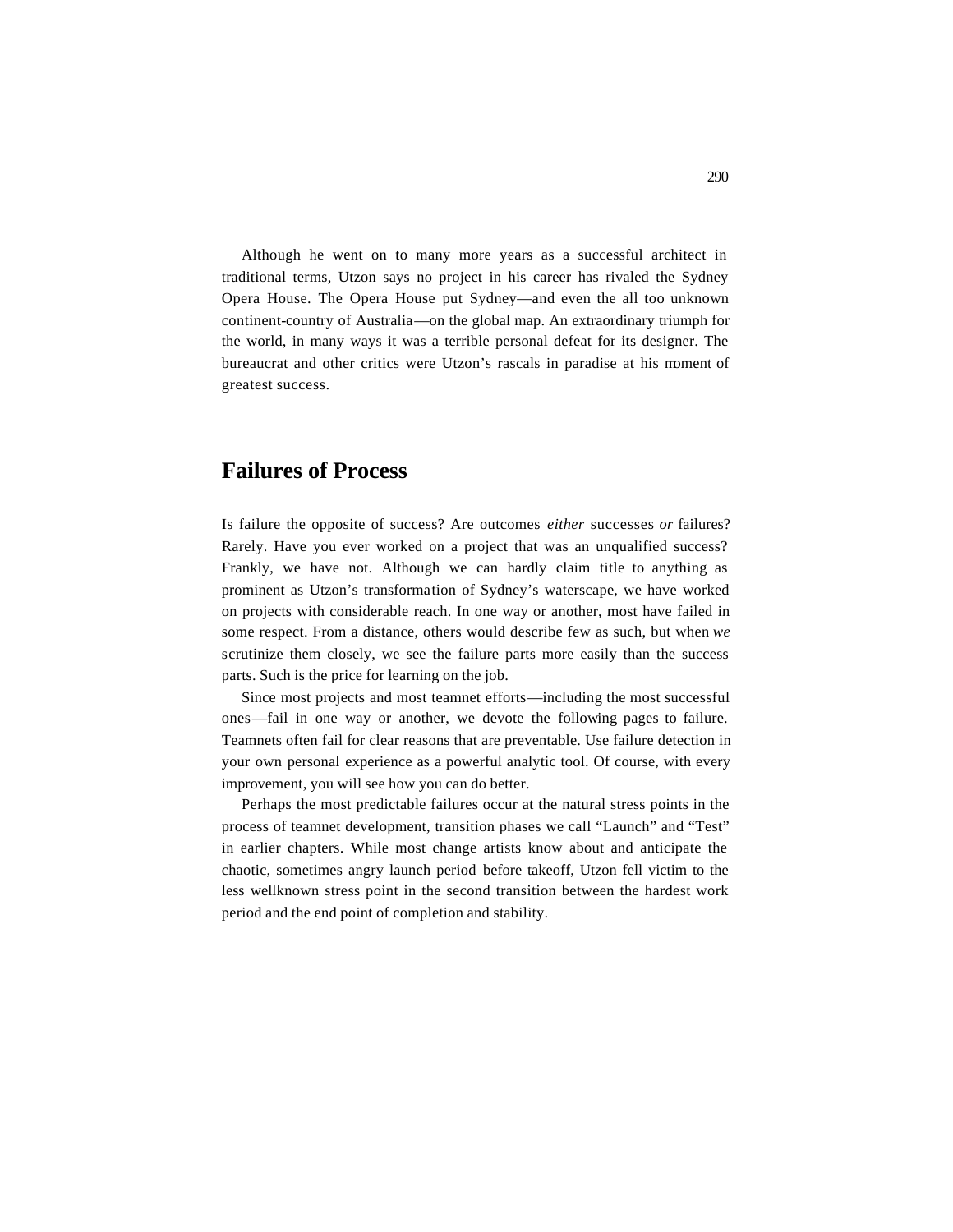Although he went on to many more years as a successful architect in traditional terms, Utzon says no project in his career has rivaled the Sydney Opera House. The Opera House put Sydney—and even the all too unknown continent-country of Australia—on the global map. An extraordinary triumph for the world, in many ways it was a terrible personal defeat for its designer. The bureaucrat and other critics were Utzon's rascals in paradise at his moment of greatest success.

## Failures of Process

Is failure the opposite of success? Are outcomes *either* successes *or* failures? Rarely. Have you ever worked on a project that was an unqualified success? Frankly, we have not. Although we can hardly claim title to anything as prominent as Utzon's transformation of Sydney's waterscape, we have worked on projects with considerable reach. In one way or another, most have failed in some respect. From a distance, others would describe few as such, but when *we* scrutinize them closely, we see the failure parts more easily than the success parts. Such is the price for learning on the job.

Since most projects and most teamnet efforts—including the most successful ones—fail in one way or another, we devote the following pages to failure. Teamnets often fail for clear reasons that are preventable. Use failure detection in your own personal experience as a powerful analytic tool. Of course, with every improvement, you will see how you can do better.

Perhaps the most predictable failures occur at the natural stress points in the process of teamnet development, transition phases we call "Launch" and "Test" in earlier chapters. While most change artists know about and anticipate the chaotic, sometimes angry launch period before takeoff, Utzon fell victim to the less wellknown stress point in the second transition between the hardest work period and the end point of completion and stability.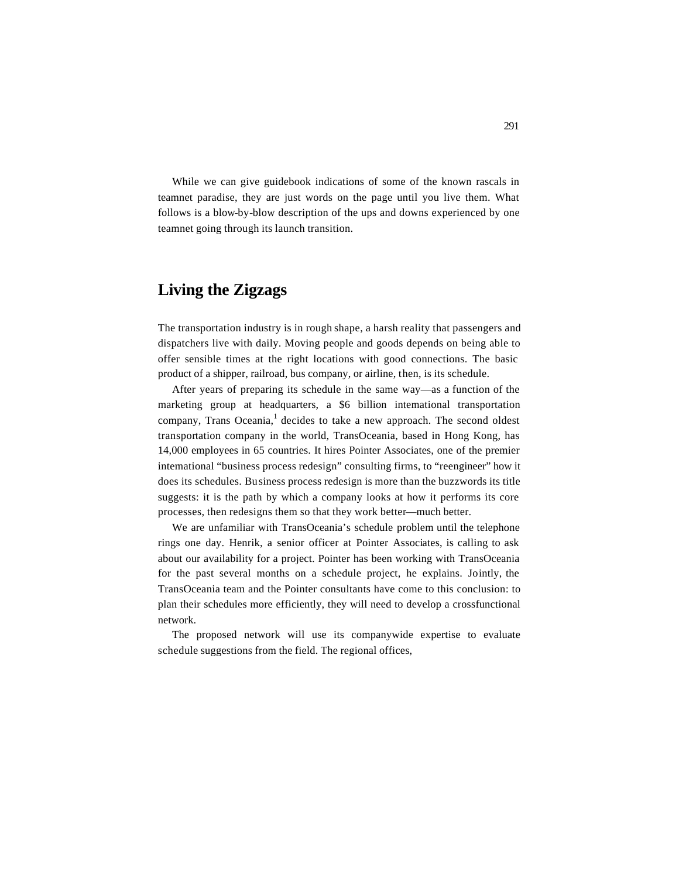While we can give guidebook indications of some of the known rascals in teamnet paradise, they are just words on the page until you live them. What follows is a blow-by-blow description of the ups and downs experienced by one teamnet going through its launch transition.

## Living the Zigzags

The transportation industry is in rough shape, a harsh reality that passengers and dispatchers live with daily. Moving people and goods depends on being able to offer sensible times at the right locations with good connections. The basic product of a shipper, railroad, bus company, or airline, then, is its schedule.

After years of preparing its schedule in the same way—as a function of the marketing group at headquarters, a $6 billion intemational transportation company, Trans Oceania,[1] decides to take a new approach. The second oldest transportation company in the world, TransOceania, based in Hong Kong, has 14,000 employees in 65 countries. It hires Pointer Associates, one of the premier intemational "business process redesign" consulting firms, to "reengineer" how it does its schedules. Business process redesign is more than the buzzwords its title suggests: it is the path by which a company looks at how it performs its core processes, then redesigns them so that they work better—much better.

We are unfamiliar with TransOceania's schedule problem until the telephone rings one day. Henrik, a senior officer at Pointer Associates, is calling to ask about our availability for a project. Pointer has been working with TransOceania for the past several months on a schedule project, he explains. Jointly, the TransOceania team and the Pointer consultants have come to this conclusion: to plan their schedules more efficiently, they will need to develop a crossfunctional network.

The proposed network will use its companywide expertise to evaluate schedule suggestions from the field. The regional offices,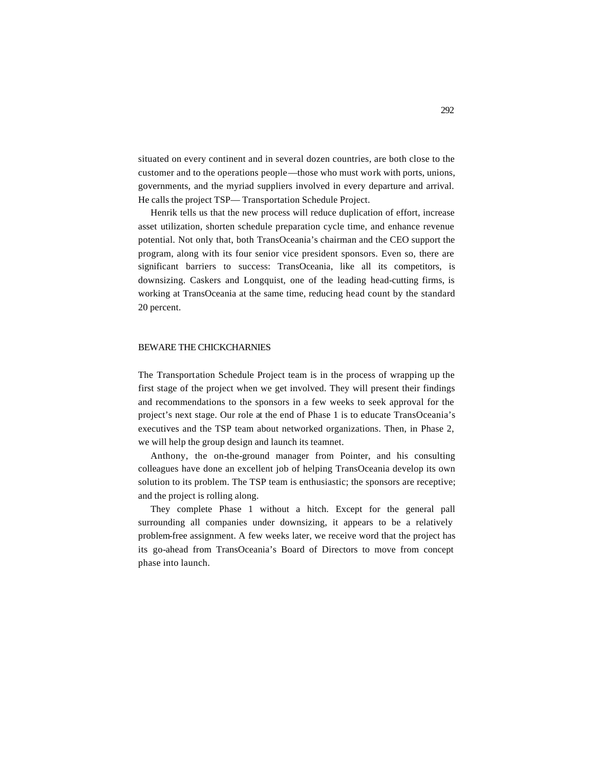situated on every continent and in several dozen countries, are both close to the customer and to the operations people—those who must work with ports, unions, governments, and the myriad suppliers involved in every departure and arrival. He calls the project TSP— Transportation Schedule Project.

Henrik tells us that the new process will reduce duplication of effort, increase asset utilization, shorten schedule preparation cycle time, and enhance revenue potential. Not only that, both TransOceania's chairman and the CEO support the program, along with its four senior vice president sponsors. Even so, there are significant barriers to success: TransOceania, like all its competitors, is downsizing. Caskers and Longquist, one of the leading head-cutting firms, is working at TransOceania at the same time, reducing head count by the standard 20 percent.

## BEWARE THE CHICKCHARNIES

The Transportation Schedule Project team is in the process of wrapping up the first stage of the project when we get involved. They will present their findings and recommendations to the sponsors in a few weeks to seek approval for the project's next stage. Our role at the end of Phase 1 is to educate TransOceania's executives and the TSP team about networked organizations. Then, in Phase 2, we will help the group design and launch its teamnet.

Anthony, the on-the-ground manager from Pointer, and his consulting colleagues have done an excellent job of helping TransOceania develop its own solution to its problem. The TSP team is enthusiastic; the sponsors are receptive; and the project is rolling along.

They complete Phase 1 without a hitch. Except for the general pall surrounding all companies under downsizing, it appears to be a relatively problem-free assignment. A few weeks later, we receive word that the project has its go-ahead from TransOceania's Board of Directors to move from concept phase into launch.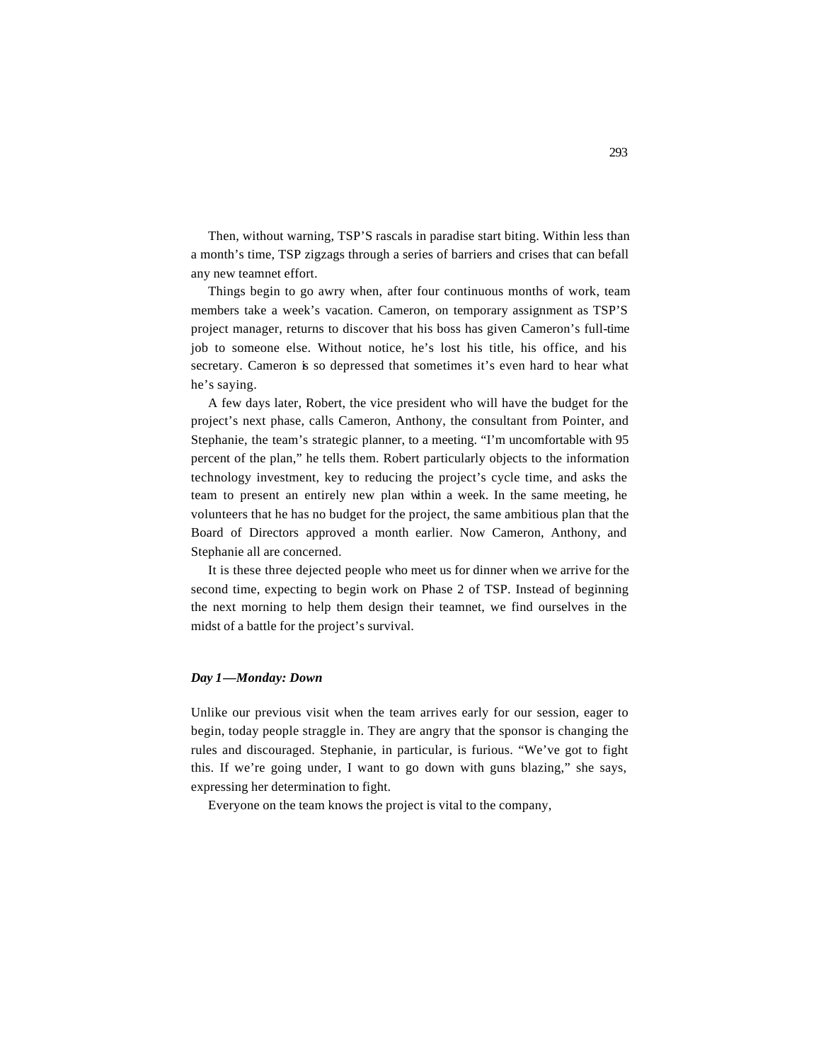Then, without warning, TSP'S rascals in paradise start biting. Within less than a month's time, TSP zigzags through a series of barriers and crises that can befall any new teamnet effort.

Things begin to go awry when, after four continuous months of work, team members take a week's vacation. Cameron, on temporary assignment as TSP'S project manager, returns to discover that his boss has given Cameron's full-time job to someone else. Without notice, he's lost his title, his office, and his secretary. Cameron is so depressed that sometimes it's even hard to hear what he's saying.

A few days later, Robert, the vice president who will have the budget for the project's next phase, calls Cameron, Anthony, the consultant from Pointer, and Stephanie, the team's strategic planner, to a meeting. "I'm uncomfortable with 95 percent of the plan," he tells them. Robert particularly objects to the information technology investment, key to reducing the project's cycle time, and asks the team to present an entirely new plan within a week. In the same meeting, he volunteers that he has no budget for the project, the same ambitious plan that the Board of Directors approved a month earlier. Now Cameron, Anthony, and Stephanie all are concerned.

It is these three dejected people who meet us for dinner when we arrive for the second time, expecting to begin work on Phase 2 of TSP. Instead of beginning the next morning to help them design their teamnet, we find ourselves in the midst of a battle for the project's survival.

### *Day 1—Monday: Down*

Unlike our previous visit when the team arrives early for our session, eager to begin, today people straggle in. They are angry that the sponsor is changing the rules and discouraged. Stephanie, in particular, is furious. "We've got to fight this. If we're going under, I want to go down with guns blazing," she says, expressing her determination to fight.

Everyone on the team knows the project is vital to the company,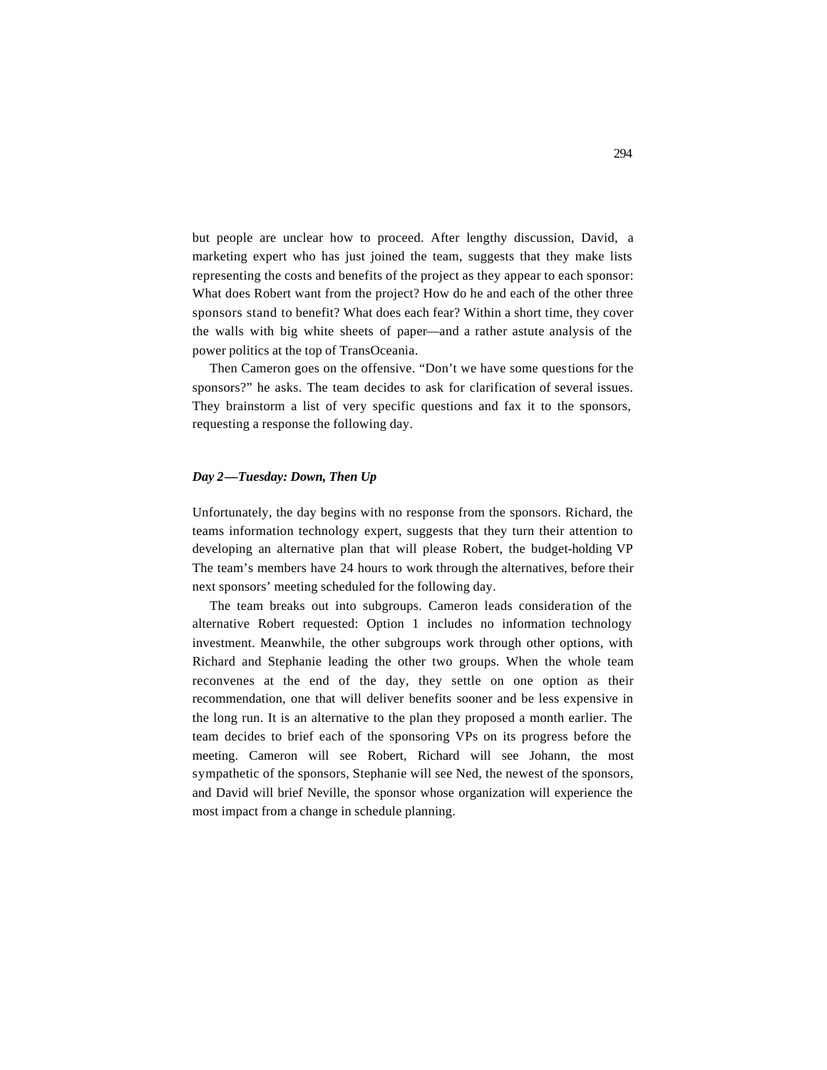but people are unclear how to proceed. After lengthy discussion, David, a marketing expert who has just joined the team, suggests that they make lists representing the costs and benefits of the project as they appear to each sponsor: What does Robert want from the project? How do he and each of the other three sponsors stand to benefit? What does each fear? Within a short time, they cover the walls with big white sheets of paper—and a rather astute analysis of the power politics at the top of TransOceania.

Then Cameron goes on the offensive. "Don't we have some questions for the sponsors?" he asks. The team decides to ask for clarification of several issues. They brainstorm a list of very specific questions and fax it to the sponsors, requesting a response the following day.

### *Day 2—Tuesday: Down, Then Up*

Unfortunately, the day begins with no response from the sponsors. Richard, the teams information technology expert, suggests that they turn their attention to developing an alternative plan that will please Robert, the budget-holding VP The team's members have 24 hours to work through the alternatives, before their next sponsors' meeting scheduled for the following day.

The team breaks out into subgroups. Cameron leads consideration of the alternative Robert requested: Option 1 includes no information technology investment. Meanwhile, the other subgroups work through other options, with Richard and Stephanie leading the other two groups. When the whole team reconvenes at the end of the day, they settle on one option as their recommendation, one that will deliver benefits sooner and be less expensive in the long run. It is an alternative to the plan they proposed a month earlier. The team decides to brief each of the sponsoring VPs on its progress before the meeting. Cameron will see Robert, Richard will see Johann, the most sympathetic of the sponsors, Stephanie will see Ned, the newest of the sponsors, and David will brief Neville, the sponsor whose organization will experience the most impact from a change in schedule planning.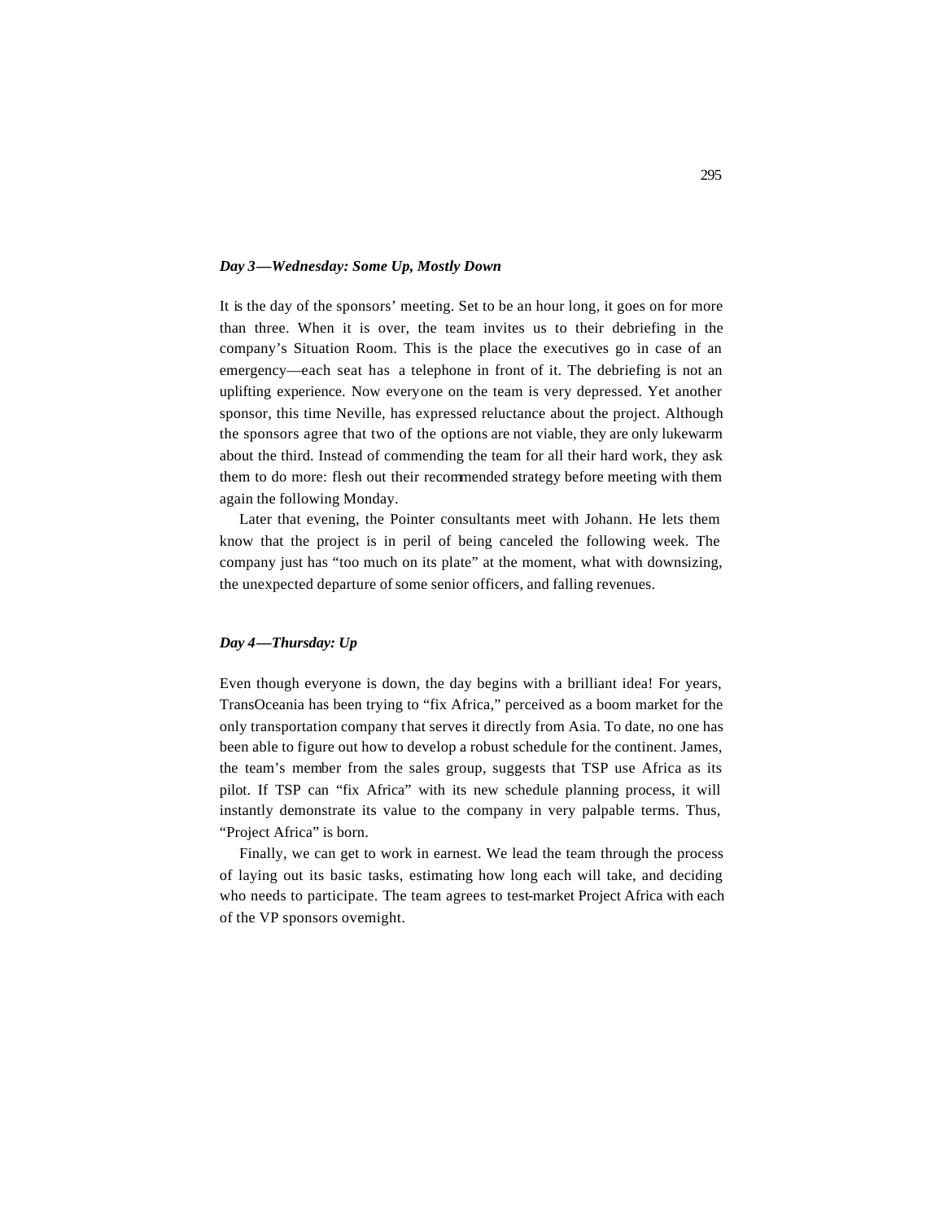### *Day 3—Wednesday: Some Up, Mostly Down*

It is the day of the sponsors' meeting. Set to be an hour long, it goes on for more than three. When it is over, the team invites us to their debriefing in the company's Situation Room. This is the place the executives go in case of an emergency—each seat has a telephone in front of it. The debriefing is not an uplifting experience. Now everyone on the team is very depressed. Yet another sponsor, this time Neville, has expressed reluctance about the project. Although the sponsors agree that two of the options are not viable, they are only lukewarm about the third. Instead of commending the team for all their hard work, they ask them to do more: flesh out their recommended strategy before meeting with them again the following Monday.

Later that evening, the Pointer consultants meet with Johann. He lets them know that the project is in peril of being canceled the following week. The company just has "too much on its plate" at the moment, what with downsizing, the unexpected departure of some senior officers, and falling revenues.

### *Day 4—Thursday: Up*

Even though everyone is down, the day begins with a brilliant idea! For years, TransOceania has been trying to "fix Africa," perceived as a boom market for the only transportation company that serves it directly from Asia. To date, no one has been able to figure out how to develop a robust schedule for the continent. James, the team's member from the sales group, suggests that TSP use Africa as its pilot. If TSP can "fix Africa" with its new schedule planning process, it will instantly demonstrate its value to the company in very palpable terms. Thus, "Project Africa" is born.

Finally, we can get to work in earnest. We lead the team through the process of laying out its basic tasks, estimating how long each will take, and deciding who needs to participate. The team agrees to test-market Project Africa with each of the VP sponsors overnight.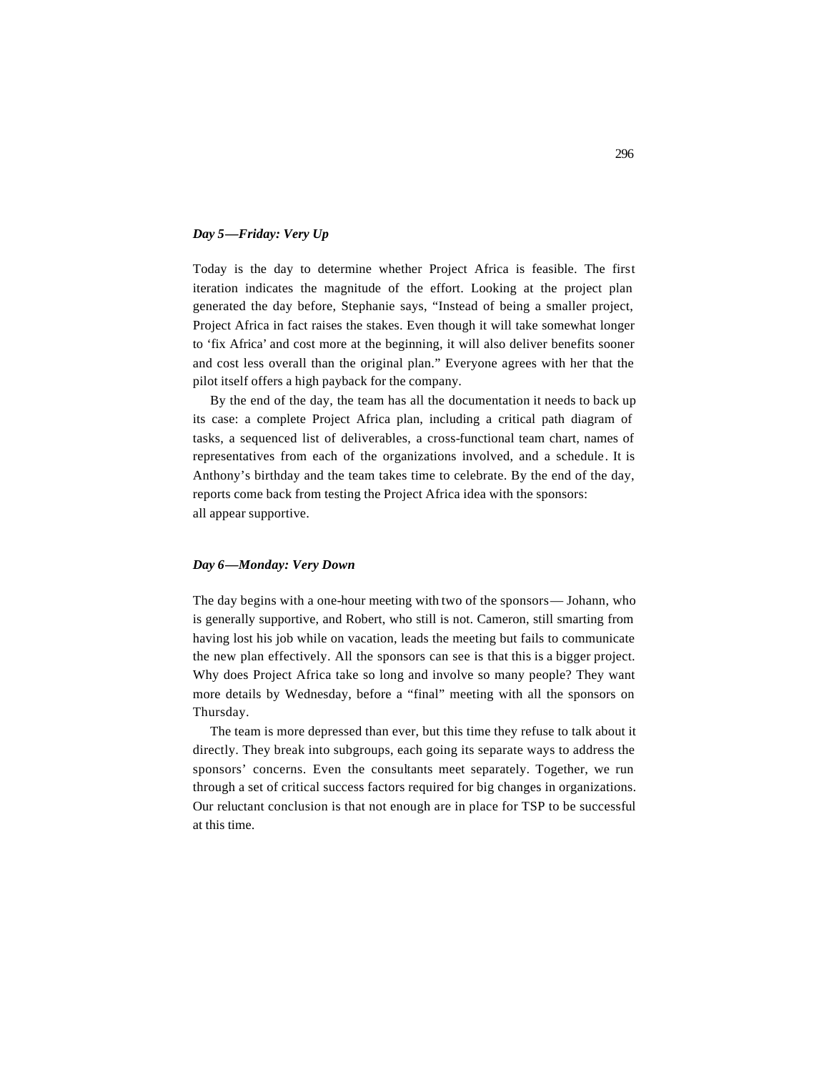***Day 5—Friday: Very Up***

Today is the day to determine whether Project Africa is feasible. The first iteration indicates the magnitude of the effort. Looking at the project plan generated the day before, Stephanie says, "Instead of being a smaller project, Project Africa in fact raises the stakes. Even though it will take somewhat longer to 'fix Africa' and cost more at the beginning, it will also deliver benefits sooner and cost less overall than the original plan." Everyone agrees with her that the pilot itself offers a high payback for the company.

By the end of the day, the team has all the documentation it needs to back up its case: a complete Project Africa plan, including a critical path diagram of tasks, a sequenced list of deliverables, a cross-functional team chart, names of representatives from each of the organizations involved, and a schedule. It is Anthony's birthday and the team takes time to celebrate. By the end of the day, reports come back from testing the Project Africa idea with the sponsors: all appear supportive.

***Day 6—Monday: Very Down***

The day begins with a one-hour meeting with two of the sponsors— Johann, who is generally supportive, and Robert, who still is not. Cameron, still smarting from having lost his job while on vacation, leads the meeting but fails to communicate the new plan effectively. All the sponsors can see is that this is a bigger project. Why does Project Africa take so long and involve so many people? They want more details by Wednesday, before a "final" meeting with all the sponsors on Thursday.

The team is more depressed than ever, but this time they refuse to talk about it directly. They break into subgroups, each going its separate ways to address the sponsors' concerns. Even the consultants meet separately. Together, we run through a set of critical success factors required for big changes in organizations. Our reluctant conclusion is that not enough are in place for TSP to be successful at this time.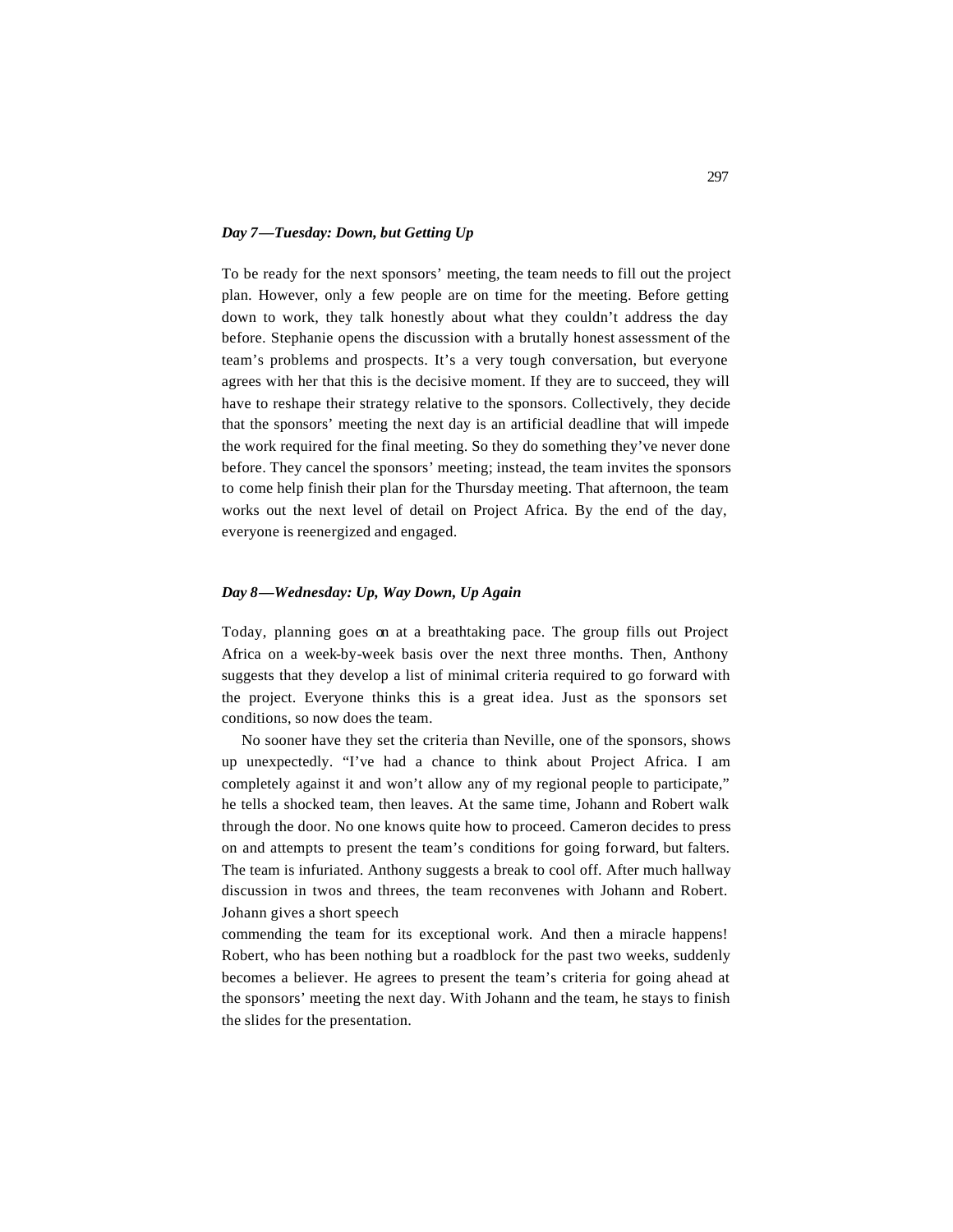***Day 7—Tuesday: Down, but Getting Up***

To be ready for the next sponsors' meeting, the team needs to fill out the project plan. However, only a few people are on time for the meeting. Before getting down to work, they talk honestly about what they couldn't address the day before. Stephanie opens the discussion with a brutally honest assessment of the team's problems and prospects. It's a very tough conversation, but everyone agrees with her that this is the decisive moment. If they are to succeed, they will have to reshape their strategy relative to the sponsors. Collectively, they decide that the sponsors' meeting the next day is an artificial deadline that will impede the work required for the final meeting. So they do something they've never done before. They cancel the sponsors' meeting; instead, the team invites the sponsors to come help finish their plan for the Thursday meeting. That afternoon, the team works out the next level of detail on Project Africa. By the end of the day, everyone is reenergized and engaged.

***Day 8—Wednesday: Up, Way Down, Up Again***

Today, planning goes on at a breathtaking pace. The group fills out Project Africa on a week-by-week basis over the next three months. Then, Anthony suggests that they develop a list of minimal criteria required to go forward with the project. Everyone thinks this is a great idea. Just as the sponsors set conditions, so now does the team.

No sooner have they set the criteria than Neville, one of the sponsors, shows up unexpectedly. "I've had a chance to think about Project Africa. I am completely against it and won't allow any of my regional people to participate," he tells a shocked team, then leaves. At the same time, Johann and Robert walk through the door. No one knows quite how to proceed. Cameron decides to press on and attempts to present the team's conditions for going forward, but falters. The team is infuriated. Anthony suggests a break to cool off. After much hallway discussion in twos and threes, the team reconvenes with Johann and Robert. Johann gives a short speech commending the team for its exceptional work. And then a miracle happens! Robert, who has been nothing but a roadblock for the past two weeks, suddenly becomes a believer. He agrees to present the team's criteria for going ahead at the sponsors' meeting the next day. With Johann and the team, he stays to finish the slides for the presentation.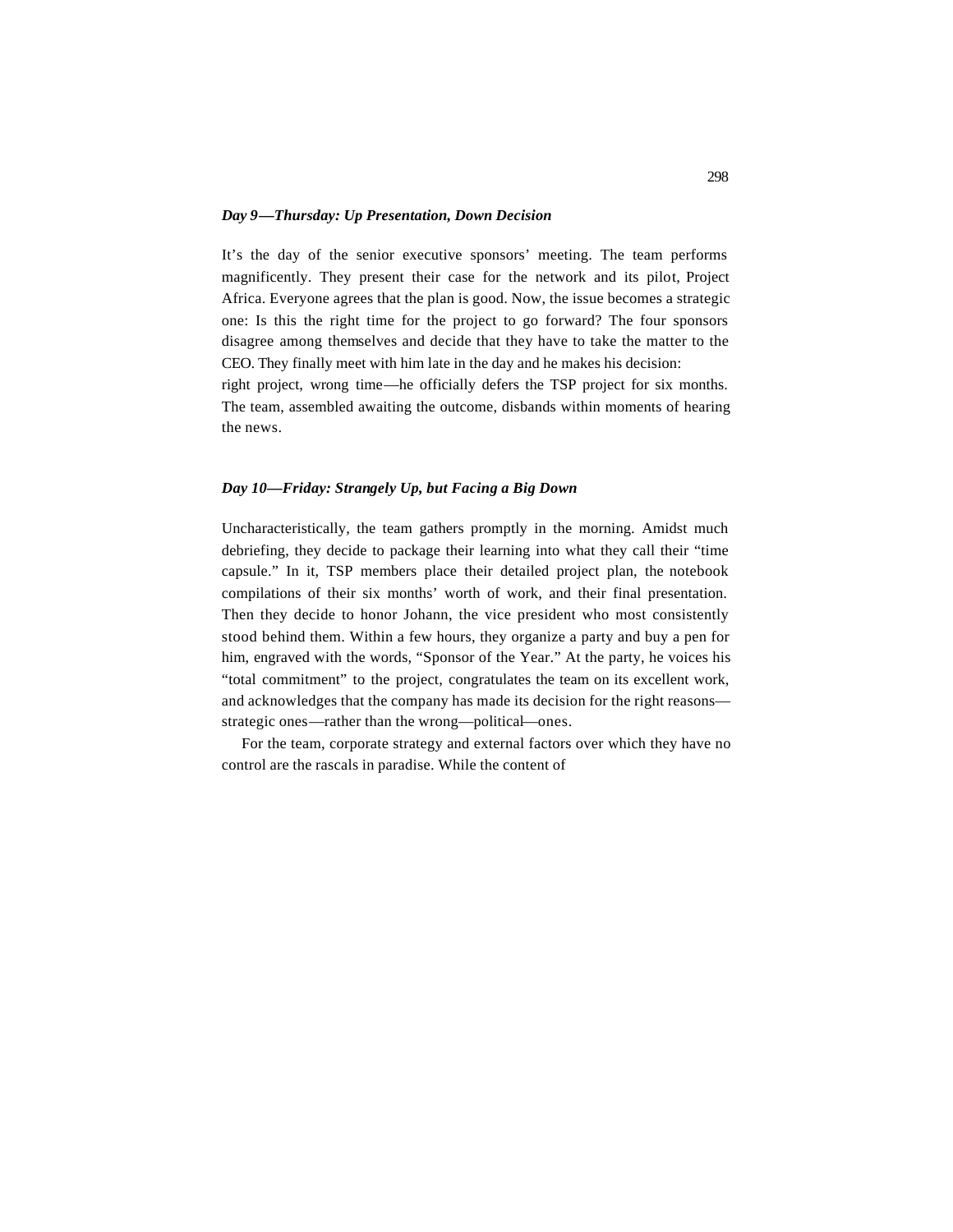### *Day 9—Thursday: Up Presentation, Down Decision*

It's the day of the senior executive sponsors' meeting. The team performs magnificently. They present their case for the network and its pilot, Project Africa. Everyone agrees that the plan is good. Now, the issue becomes a strategic one: Is this the right time for the project to go forward? The four sponsors disagree among themselves and decide that they have to take the matter to the CEO. They finally meet with him late in the day and he makes his decision: right project, wrong time—he officially defers the TSP project for six months. The team, assembled awaiting the outcome, disbands within moments of hearing the news.

### *Day 10—Friday: Strangely Up, but Facing a Big Down*

Uncharacteristically, the team gathers promptly in the morning. Amidst much debriefing, they decide to package their learning into what they call their "time capsule." In it, TSP members place their detailed project plan, the notebook compilations of their six months' worth of work, and their final presentation. Then they decide to honor Johann, the vice president who most consistently stood behind them. Within a few hours, they organize a party and buy a pen for him, engraved with the words, "Sponsor of the Year." At the party, he voices his "total commitment" to the project, congratulates the team on its excellent work, and acknowledges that the company has made its decision for the right reasons—strategic ones—rather than the wrong—political—ones.

For the team, corporate strategy and external factors over which they have no control are the rascals in paradise. While the content of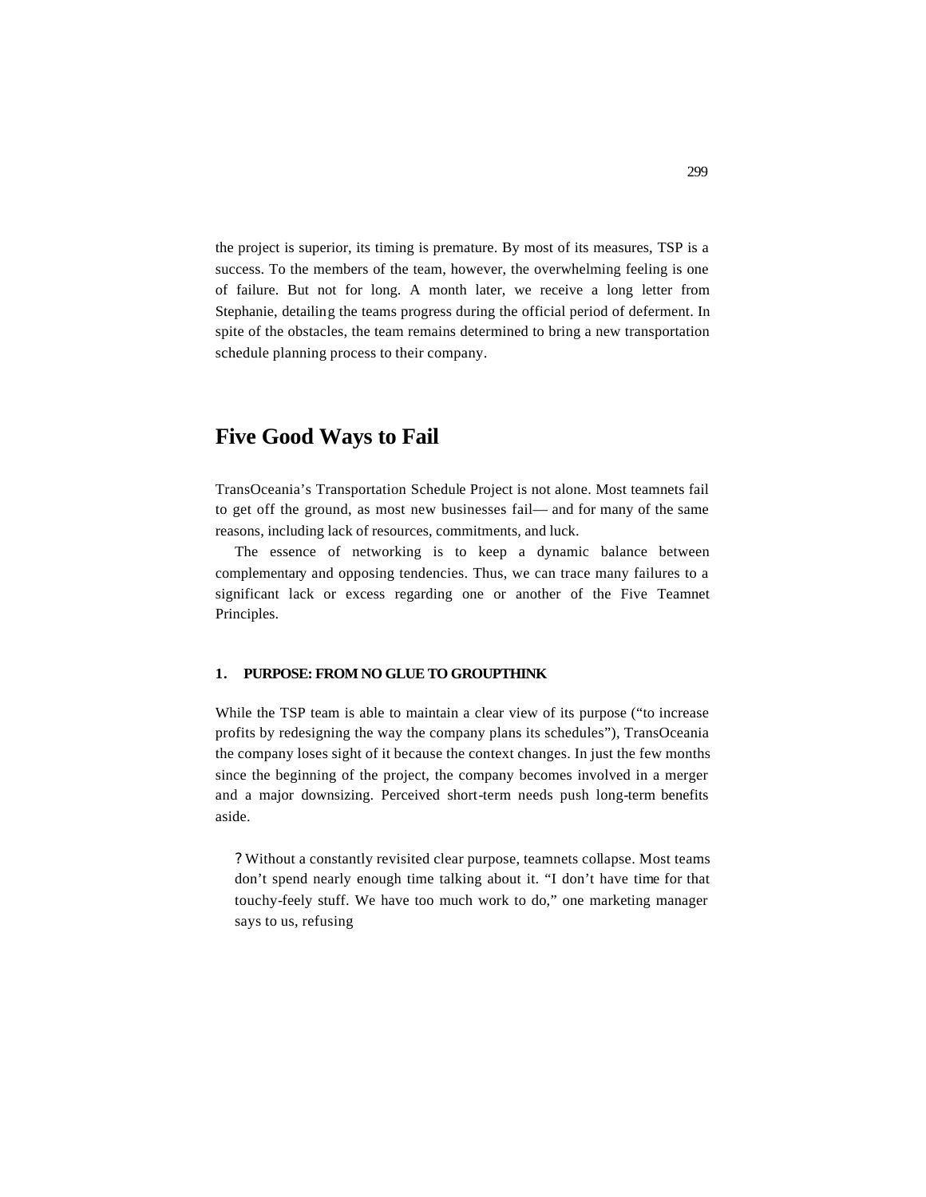the project is superior, its timing is premature. By most of its measures, TSP is a success. To the members of the team, however, the overwhelming feeling is one of failure. But not for long. A month later, we receive a long letter from Stephanie, detailing the teams progress during the official period of deferment. In spite of the obstacles, the team remains determined to bring a new transportation schedule planning process to their company.

## Five Good Ways to Fail

TransOceania's Transportation Schedule Project is not alone. Most teamnets fail to get off the ground, as most new businesses fail— and for many of the same reasons, including lack of resources, commitments, and luck.

The essence of networking is to keep a dynamic balance between complementary and opposing tendencies. Thus, we can trace many failures to a significant lack or excess regarding one or another of the Five Teamnet Principles.

#### 1. PURPOSE: FROM NO GLUE TO GROUPTHINK

While the TSP team is able to maintain a clear view of its purpose ("to increase profits by redesigning the way the company plans its schedules"), TransOceania the company loses sight of it because the context changes. In just the few months since the beginning of the project, the company becomes involved in a merger and a major downsizing. Perceived short-term needs push long-term benefits aside.

? Without a constantly revisited clear purpose, teamnets collapse. Most teams don't spend nearly enough time talking about it. "I don't have time for that touchy-feely stuff. We have too much work to do," one marketing manager says to us, refusing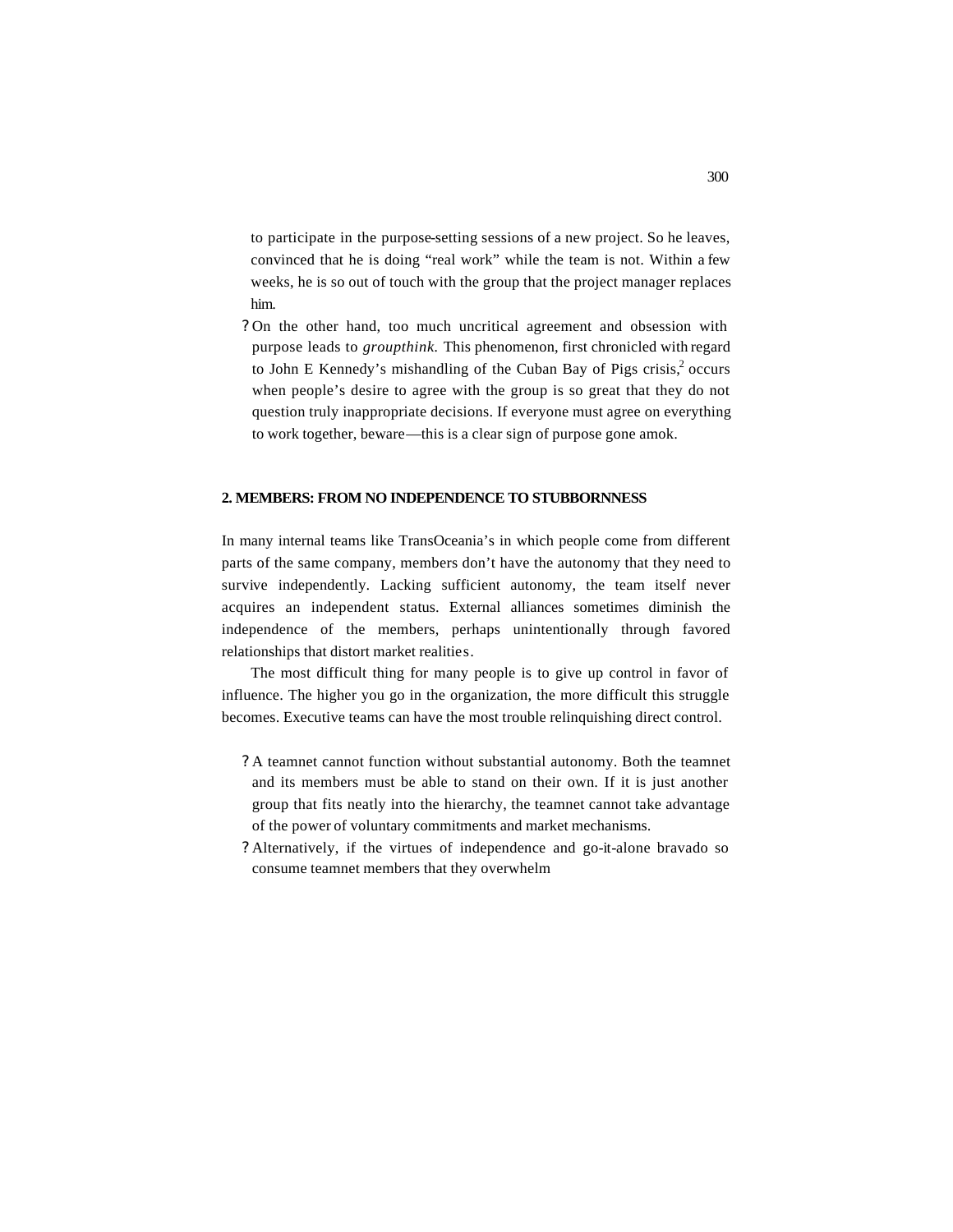to participate in the purpose-setting sessions of a new project. So he leaves, convinced that he is doing "real work" while the team is not. Within a few weeks, he is so out of touch with the group that the project manager replaces him.

- On the other hand, too much uncritical agreement and obsession with purpose leads to *groupthink*. This phenomenon, first chronicled with regard to John E Kennedy's mishandling of the Cuban Bay of Pigs crisis,[2] occurs when people's desire to agree with the group is so great that they do not question truly inappropriate decisions. If everyone must agree on everything to work together, beware—this is a clear sign of purpose gone amok.

## 2. MEMBERS: FROM NO INDEPENDENCE TO STUBBORNNESS

In many internal teams like TransOceania's in which people come from different parts of the same company, members don't have the autonomy that they need to survive independently. Lacking sufficient autonomy, the team itself never acquires an independent status. External alliances sometimes diminish the independence of the members, perhaps unintentionally through favored relationships that distort market realities.

The most difficult thing for many people is to give up control in favor of influence. The higher you go in the organization, the more difficult this struggle becomes. Executive teams can have the most trouble relinquishing direct control.

- A teamnet cannot function without substantial autonomy. Both the teamnet and its members must be able to stand on their own. If it is just another group that fits neatly into the hierarchy, the teamnet cannot take advantage of the power of voluntary commitments and market mechanisms.
- Alternatively, if the virtues of independence and go-it-alone bravado so consume teamnet members that they overwhelm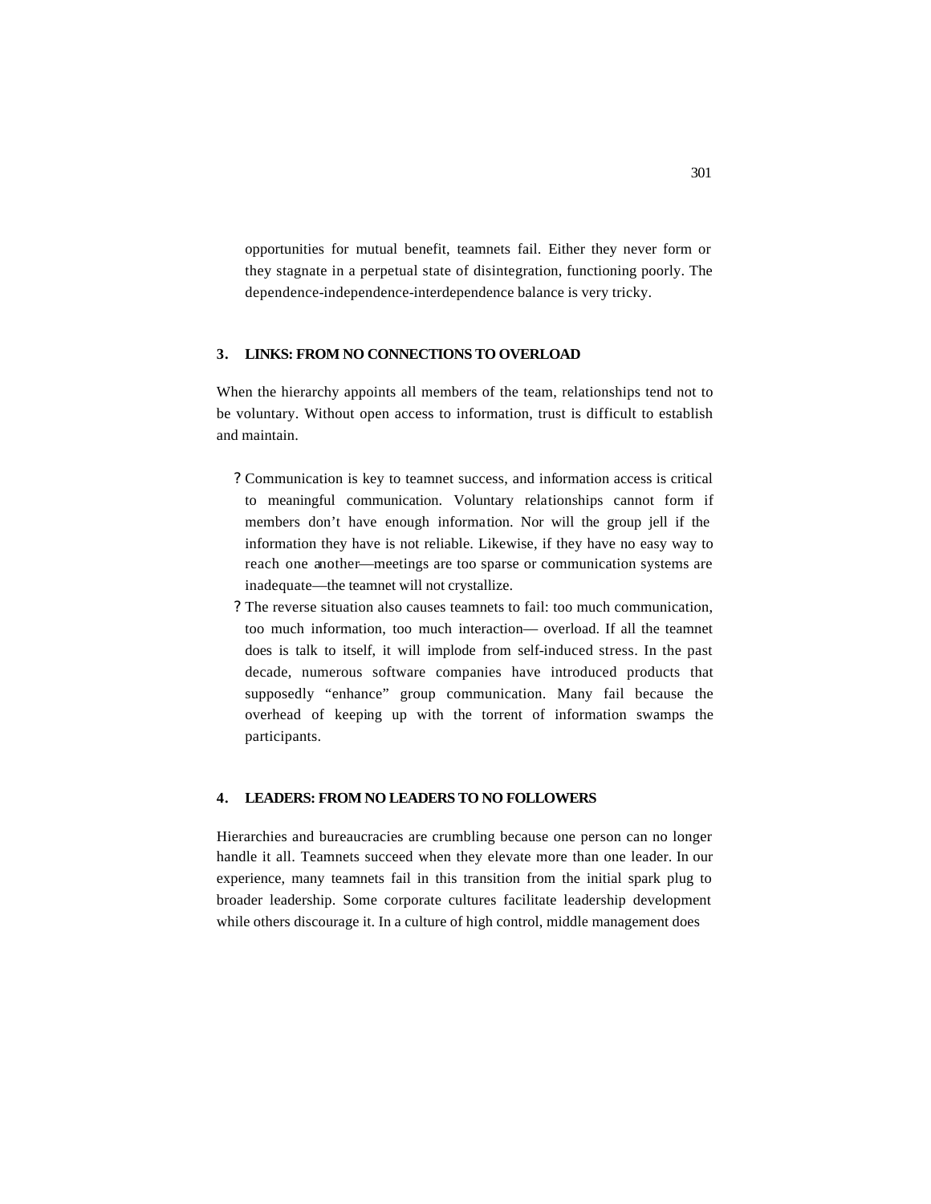opportunities for mutual benefit, teamnets fail. Either they never form or they stagnate in a perpetual state of disintegration, functioning poorly. The dependence-independence-interdependence balance is very tricky.

### 3. LINKS: FROM NO CONNECTIONS TO OVERLOAD

When the hierarchy appoints all members of the team, relationships tend not to be voluntary. Without open access to information, trust is difficult to establish and maintain.

- Communication is key to teamnet success, and information access is critical to meaningful communication. Voluntary relationships cannot form if members don't have enough information. Nor will the group jell if the information they have is not reliable. Likewise, if they have no easy way to reach one another—meetings are too sparse or communication systems are inadequate—the teamnet will not crystallize.
- The reverse situation also causes teamnets to fail: too much communication, too much information, too much interaction— overload. If all the teamnet does is talk to itself, it will implode from self-induced stress. In the past decade, numerous software companies have introduced products that supposedly "enhance" group communication. Many fail because the overhead of keeping up with the torrent of information swamps the participants.

### 4. LEADERS: FROM NO LEADERS TO NO FOLLOWERS

Hierarchies and bureaucracies are crumbling because one person can no longer handle it all. Teamnets succeed when they elevate more than one leader. In our experience, many teamnets fail in this transition from the initial spark plug to broader leadership. Some corporate cultures facilitate leadership development while others discourage it. In a culture of high control, middle management does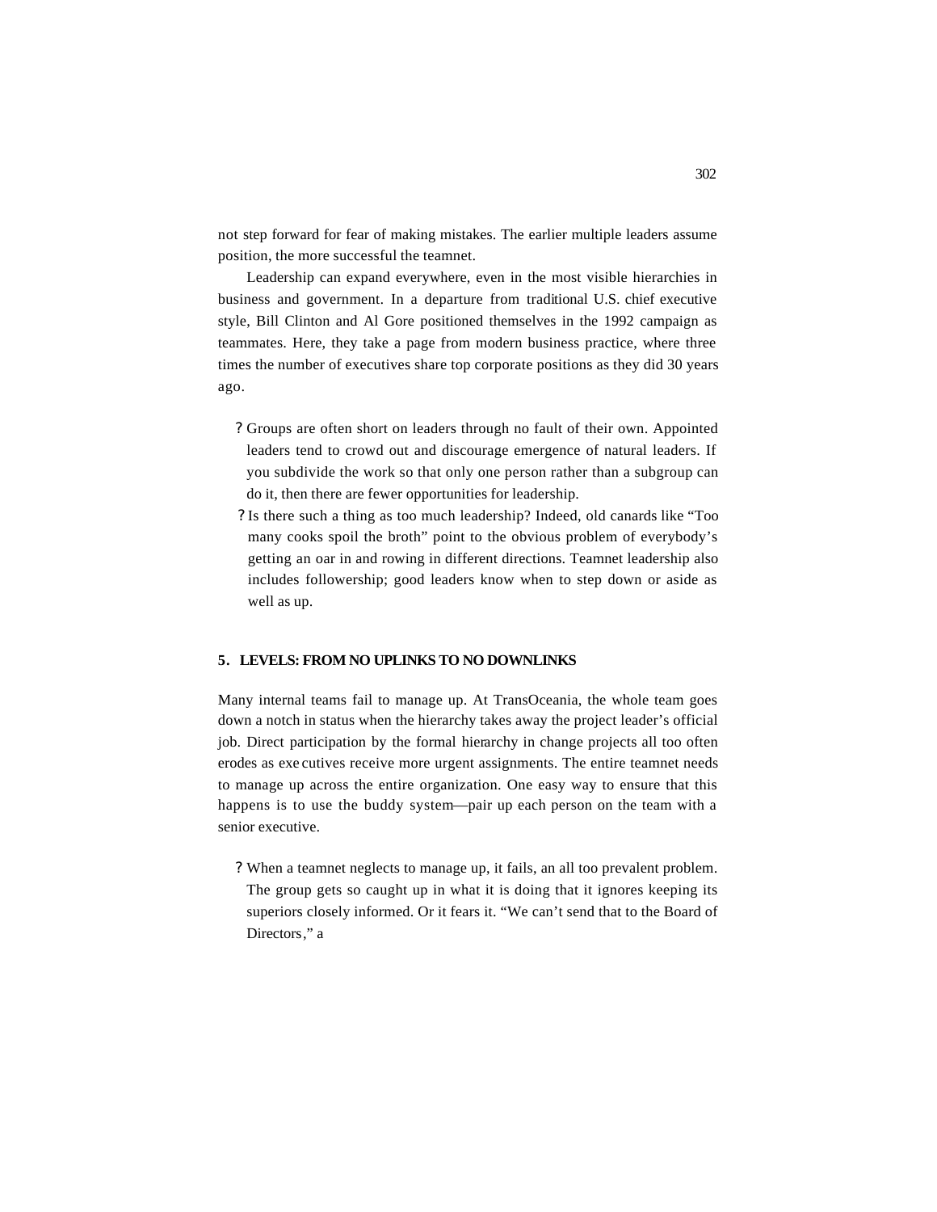not step forward for fear of making mistakes. The earlier multiple leaders assume position, the more successful the teamnet.

Leadership can expand everywhere, even in the most visible hierarchies in business and government. In a departure from traditional U.S. chief executive style, Bill Clinton and Al Gore positioned themselves in the 1992 campaign as teammates. Here, they take a page from modern business practice, where three times the number of executives share top corporate positions as they did 30 years ago.

- Groups are often short on leaders through no fault of their own. Appointed leaders tend to crowd out and discourage emergence of natural leaders. If you subdivide the work so that only one person rather than a subgroup can do it, then there are fewer opportunities for leadership.
- Is there such a thing as too much leadership? Indeed, old canards like "Too many cooks spoil the broth" point to the obvious problem of everybody's getting an oar in and rowing in different directions. Teamnet leadership also includes followership; good leaders know when to step down or aside as well as up.

### 5. LEVELS: FROM NO UPLINKS TO NO DOWNLINKS

Many internal teams fail to manage up. At TransOceania, the whole team goes down a notch in status when the hierarchy takes away the project leader's official job. Direct participation by the formal hierarchy in change projects all too often erodes as executives receive more urgent assignments. The entire teamnet needs to manage up across the entire organization. One easy way to ensure that this happens is to use the buddy system—pair up each person on the team with a senior executive.

- When a teamnet neglects to manage up, it fails, an all too prevalent problem. The group gets so caught up in what it is doing that it ignores keeping its superiors closely informed. Or it fears it. "We can't send that to the Board of Directors," a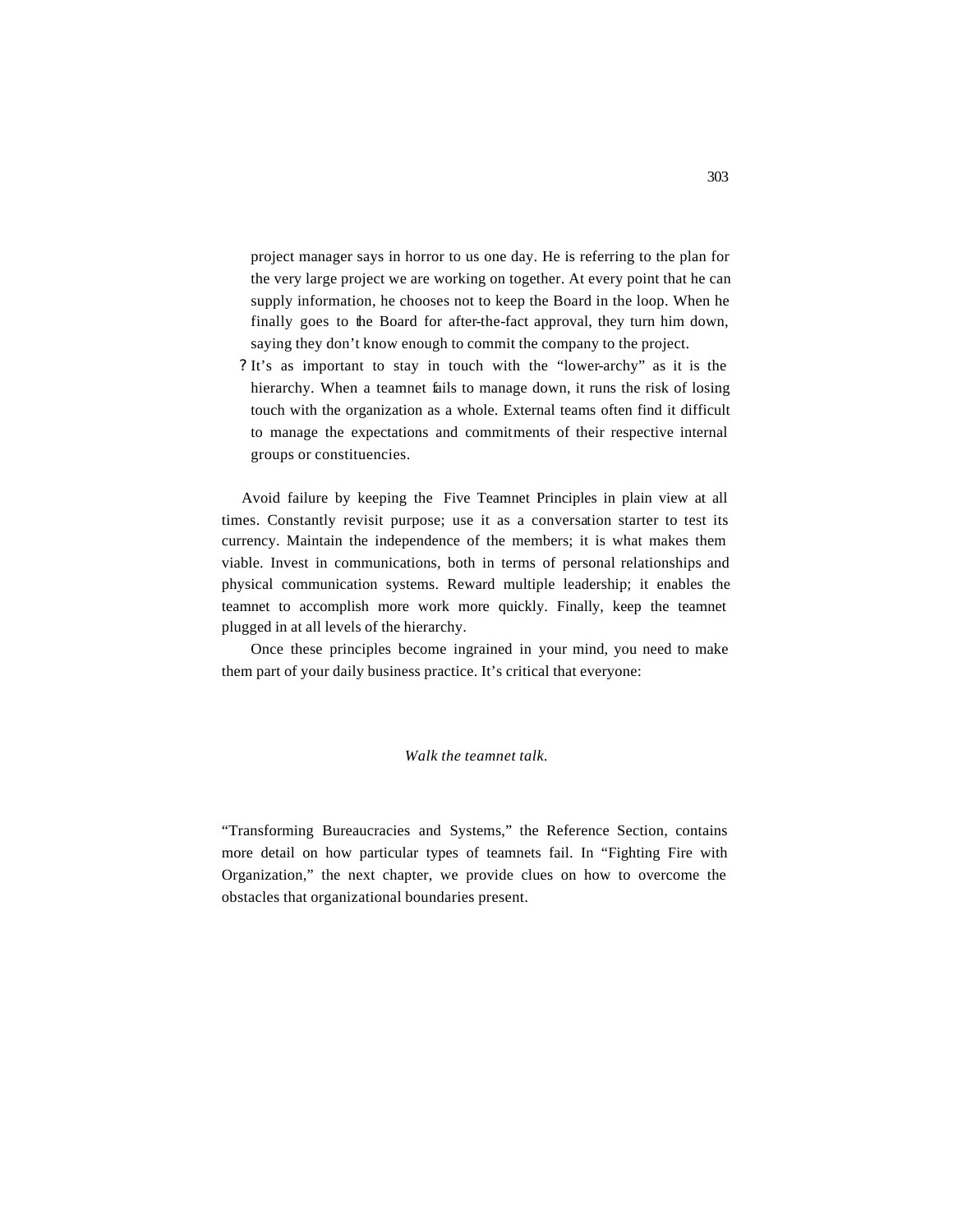project manager says in horror to us one day. He is referring to the plan for the very large project we are working on together. At every point that he can supply information, he chooses not to keep the Board in the loop. When he finally goes to the Board for after-the-fact approval, they turn him down, saying they don't know enough to commit the company to the project.

? It's as important to stay in touch with the "lower-archy" as it is the hierarchy. When a teamnet fails to manage down, it runs the risk of losing touch with the organization as a whole. External teams often find it difficult to manage the expectations and commitments of their respective internal groups or constituencies.

Avoid failure by keeping the Five Teamnet Principles in plain view at all times. Constantly revisit purpose; use it as a conversation starter to test its currency. Maintain the independence of the members; it is what makes them viable. Invest in communications, both in terms of personal relationships and physical communication systems. Reward multiple leadership; it enables the teamnet to accomplish more work more quickly. Finally, keep the teamnet plugged in at all levels of the hierarchy.

Once these principles become ingrained in your mind, you need to make them part of your daily business practice. It's critical that everyone:

*Walk the teamnet talk.*

"Transforming Bureaucracies and Systems," the Reference Section, contains more detail on how particular types of teamnets fail. In "Fighting Fire with Organization," the next chapter, we provide clues on how to overcome the obstacles that organizational boundaries present.